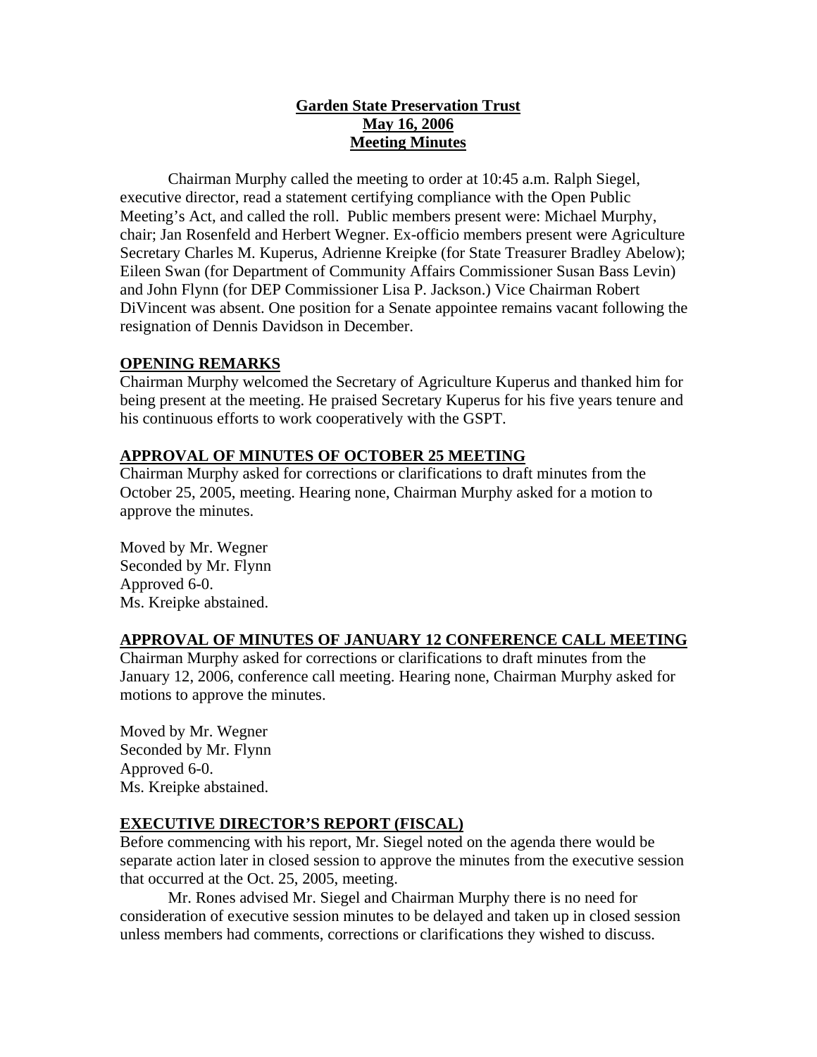# Garden State Preservation Trust
## May 16, 2006
## Meeting Minutes

Chairman Murphy called the meeting to order at 10:45 a.m. Ralph Siegel, executive director, read a statement certifying compliance with the Open Public Meeting's Act, and called the roll. Public members present were: Michael Murphy, chair; Jan Rosenfeld and Herbert Wegner. Ex-officio members present were Agriculture Secretary Charles M. Kuperus, Adrienne Kreipke (for State Treasurer Bradley Abelow); Eileen Swan (for Department of Community Affairs Commissioner Susan Bass Levin) and John Flynn (for DEP Commissioner Lisa P. Jackson.) Vice Chairman Robert DiVincent was absent. One position for a Senate appointee remains vacant following the resignation of Dennis Davidson in December.

### OPENING REMARKS

Chairman Murphy welcomed the Secretary of Agriculture Kuperus and thanked him for being present at the meeting. He praised Secretary Kuperus for his five years tenure and his continuous efforts to work cooperatively with the GSPT.

### APPROVAL OF MINUTES OF OCTOBER 25 MEETING

Chairman Murphy asked for corrections or clarifications to draft minutes from the October 25, 2005, meeting. Hearing none, Chairman Murphy asked for a motion to approve the minutes.

Moved by Mr. Wegner
Seconded by Mr. Flynn
Approved 6-0.
Ms. Kreipke abstained.

### APPROVAL OF MINUTES OF JANUARY 12 CONFERENCE CALL MEETING

Chairman Murphy asked for corrections or clarifications to draft minutes from the January 12, 2006, conference call meeting. Hearing none, Chairman Murphy asked for motions to approve the minutes.

Moved by Mr. Wegner
Seconded by Mr. Flynn
Approved 6-0.
Ms. Kreipke abstained.

### EXECUTIVE DIRECTOR'S REPORT (FISCAL)

Before commencing with his report, Mr. Siegel noted on the agenda there would be separate action later in closed session to approve the minutes from the executive session that occurred at the Oct. 25, 2005, meeting.

Mr. Rones advised Mr. Siegel and Chairman Murphy there is no need for consideration of executive session minutes to be delayed and taken up in closed session unless members had comments, corrections or clarifications they wished to discuss.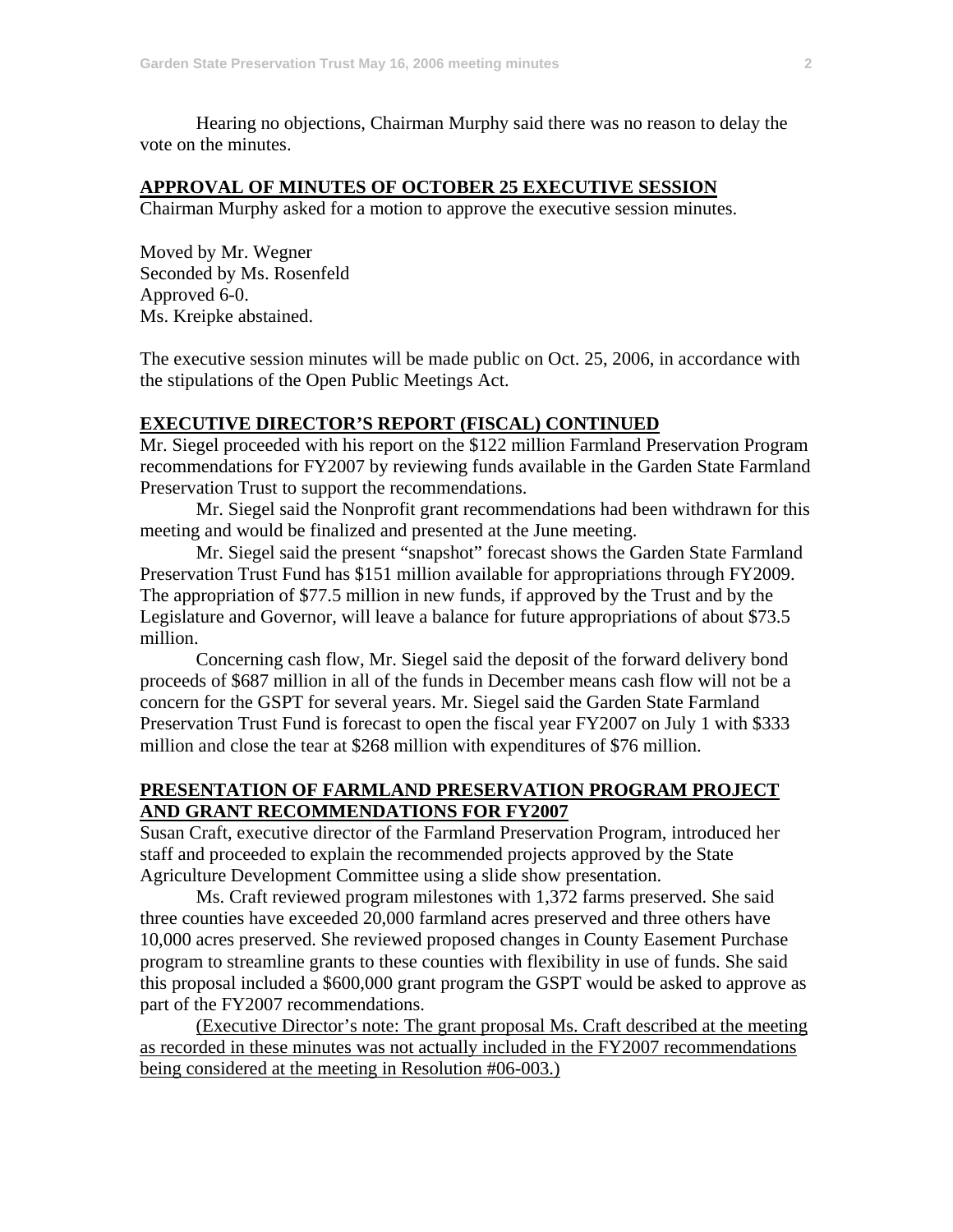Hearing no objections, Chairman Murphy said there was no reason to delay the vote on the minutes.

## APPROVAL OF MINUTES OF OCTOBER 25 EXECUTIVE SESSION

Chairman Murphy asked for a motion to approve the executive session minutes.

Moved by Mr. Wegner  
Seconded by Ms. Rosenfeld  
Approved 6-0.  
Ms. Kreipke abstained.

The executive session minutes will be made public on Oct. 25, 2006, in accordance with the stipulations of the Open Public Meetings Act.

## EXECUTIVE DIRECTOR'S REPORT (FISCAL) CONTINUED

Mr. Siegel proceeded with his report on the $122 million Farmland Preservation Program recommendations for FY2007 by reviewing funds available in the Garden State Farmland Preservation Trust to support the recommendations.

Mr. Siegel said the Nonprofit grant recommendations had been withdrawn for this meeting and would be finalized and presented at the June meeting.

Mr. Siegel said the present "snapshot" forecast shows the Garden State Farmland Preservation Trust Fund has $151 million available for appropriations through FY2009. The appropriation of $77.5 million in new funds, if approved by the Trust and by the Legislature and Governor, will leave a balance for future appropriations of about $73.5 million.

Concerning cash flow, Mr. Siegel said the deposit of the forward delivery bond proceeds of $687 million in all of the funds in December means cash flow will not be a concern for the GSPT for several years. Mr. Siegel said the Garden State Farmland Preservation Trust Fund is forecast to open the fiscal year FY2007 on July 1 with $333 million and close the tear at $268 million with expenditures of $76 million.

## PRESENTATION OF FARMLAND PRESERVATION PROGRAM PROJECT AND GRANT RECOMMENDATIONS FOR FY2007

Susan Craft, executive director of the Farmland Preservation Program, introduced her staff and proceeded to explain the recommended projects approved by the State Agriculture Development Committee using a slide show presentation.

Ms. Craft reviewed program milestones with 1,372 farms preserved. She said three counties have exceeded 20,000 farmland acres preserved and three others have 10,000 acres preserved. She reviewed proposed changes in County Easement Purchase program to streamline grants to these counties with flexibility in use of funds. She said this proposal included a $600,000 grant program the GSPT would be asked to approve as part of the FY2007 recommendations.

(Executive Director's note: The grant proposal Ms. Craft described at the meeting as recorded in these minutes was not actually included in the FY2007 recommendations being considered at the meeting in Resolution #06-003.)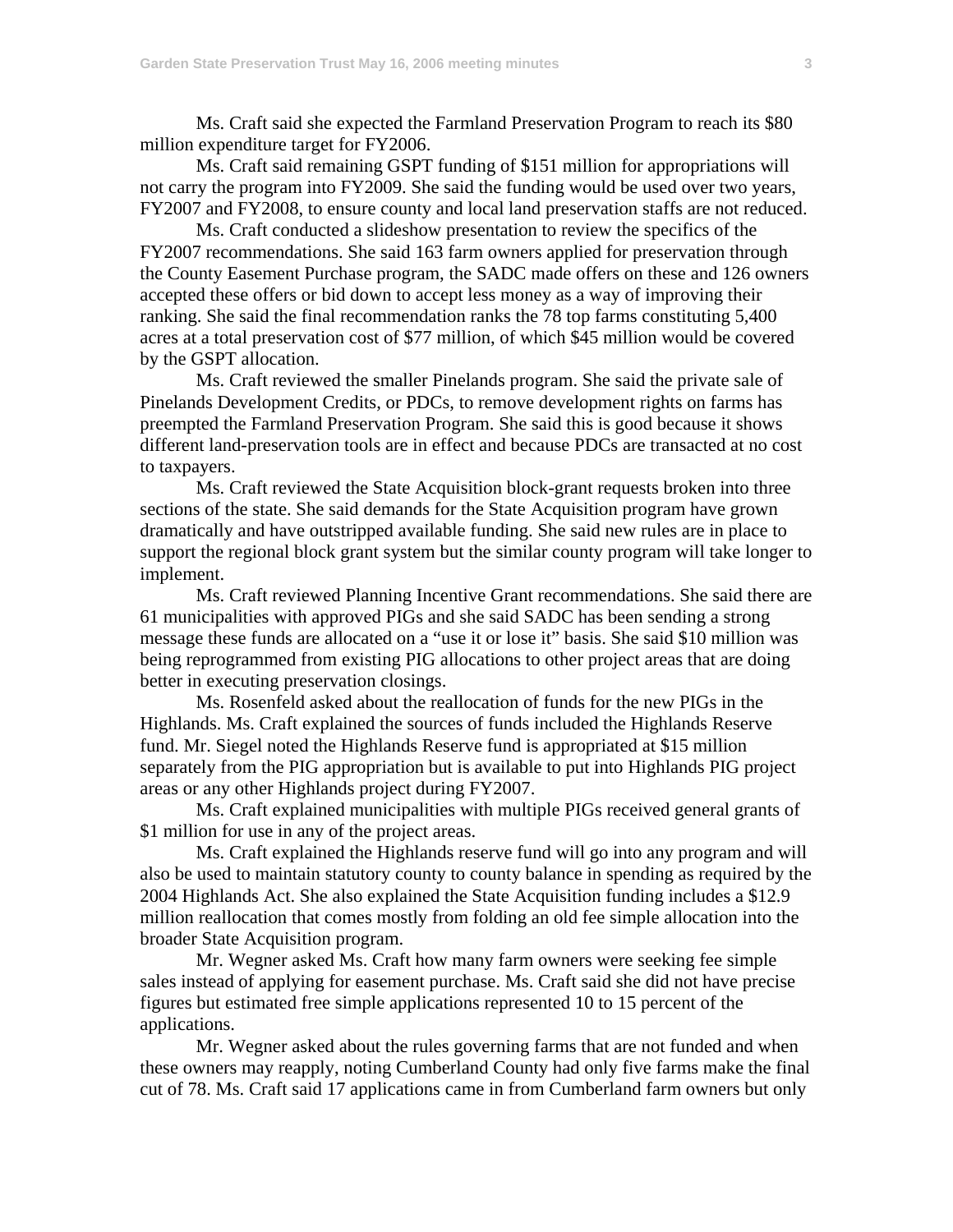Ms. Craft said she expected the Farmland Preservation Program to reach its $80 million expenditure target for FY2006.

Ms. Craft said remaining GSPT funding of $151 million for appropriations will not carry the program into FY2009. She said the funding would be used over two years, FY2007 and FY2008, to ensure county and local land preservation staffs are not reduced.

Ms. Craft conducted a slideshow presentation to review the specifics of the FY2007 recommendations. She said 163 farm owners applied for preservation through the County Easement Purchase program, the SADC made offers on these and 126 owners accepted these offers or bid down to accept less money as a way of improving their ranking. She said the final recommendation ranks the 78 top farms constituting 5,400 acres at a total preservation cost of $77 million, of which $45 million would be covered by the GSPT allocation.

Ms. Craft reviewed the smaller Pinelands program. She said the private sale of Pinelands Development Credits, or PDCs, to remove development rights on farms has preempted the Farmland Preservation Program. She said this is good because it shows different land-preservation tools are in effect and because PDCs are transacted at no cost to taxpayers.

Ms. Craft reviewed the State Acquisition block-grant requests broken into three sections of the state. She said demands for the State Acquisition program have grown dramatically and have outstripped available funding. She said new rules are in place to support the regional block grant system but the similar county program will take longer to implement.

Ms. Craft reviewed Planning Incentive Grant recommendations. She said there are 61 municipalities with approved PIGs and she said SADC has been sending a strong message these funds are allocated on a "use it or lose it" basis. She said $10 million was being reprogrammed from existing PIG allocations to other project areas that are doing better in executing preservation closings.

Ms. Rosenfeld asked about the reallocation of funds for the new PIGs in the Highlands. Ms. Craft explained the sources of funds included the Highlands Reserve fund. Mr. Siegel noted the Highlands Reserve fund is appropriated at $15 million separately from the PIG appropriation but is available to put into Highlands PIG project areas or any other Highlands project during FY2007.

Ms. Craft explained municipalities with multiple PIGs received general grants of $1 million for use in any of the project areas.

Ms. Craft explained the Highlands reserve fund will go into any program and will also be used to maintain statutory county to county balance in spending as required by the 2004 Highlands Act. She also explained the State Acquisition funding includes a $12.9 million reallocation that comes mostly from folding an old fee simple allocation into the broader State Acquisition program.

Mr. Wegner asked Ms. Craft how many farm owners were seeking fee simple sales instead of applying for easement purchase. Ms. Craft said she did not have precise figures but estimated free simple applications represented 10 to 15 percent of the applications.

Mr. Wegner asked about the rules governing farms that are not funded and when these owners may reapply, noting Cumberland County had only five farms make the final cut of 78. Ms. Craft said 17 applications came in from Cumberland farm owners but only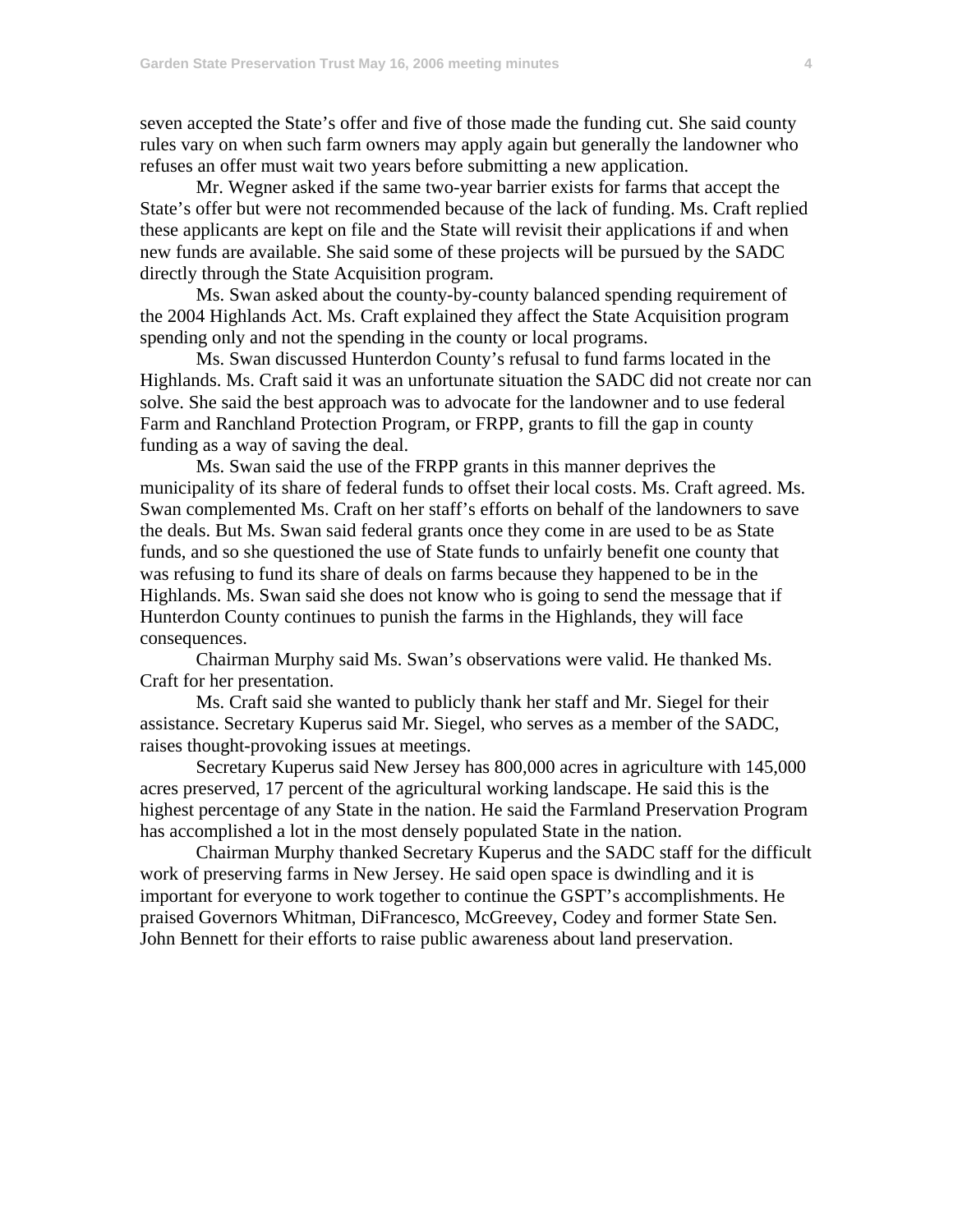seven accepted the State's offer and five of those made the funding cut. She said county rules vary on when such farm owners may apply again but generally the landowner who refuses an offer must wait two years before submitting a new application.

Mr. Wegner asked if the same two-year barrier exists for farms that accept the State's offer but were not recommended because of the lack of funding. Ms. Craft replied these applicants are kept on file and the State will revisit their applications if and when new funds are available. She said some of these projects will be pursued by the SADC directly through the State Acquisition program.

Ms. Swan asked about the county-by-county balanced spending requirement of the 2004 Highlands Act. Ms. Craft explained they affect the State Acquisition program spending only and not the spending in the county or local programs.

Ms. Swan discussed Hunterdon County's refusal to fund farms located in the Highlands. Ms. Craft said it was an unfortunate situation the SADC did not create nor can solve. She said the best approach was to advocate for the landowner and to use federal Farm and Ranchland Protection Program, or FRPP, grants to fill the gap in county funding as a way of saving the deal.

Ms. Swan said the use of the FRPP grants in this manner deprives the municipality of its share of federal funds to offset their local costs. Ms. Craft agreed. Ms. Swan complemented Ms. Craft on her staff's efforts on behalf of the landowners to save the deals. But Ms. Swan said federal grants once they come in are used to be as State funds, and so she questioned the use of State funds to unfairly benefit one county that was refusing to fund its share of deals on farms because they happened to be in the Highlands. Ms. Swan said she does not know who is going to send the message that if Hunterdon County continues to punish the farms in the Highlands, they will face consequences.

Chairman Murphy said Ms. Swan's observations were valid. He thanked Ms. Craft for her presentation.

Ms. Craft said she wanted to publicly thank her staff and Mr. Siegel for their assistance. Secretary Kuperus said Mr. Siegel, who serves as a member of the SADC, raises thought-provoking issues at meetings.

Secretary Kuperus said New Jersey has 800,000 acres in agriculture with 145,000 acres preserved, 17 percent of the agricultural working landscape. He said this is the highest percentage of any State in the nation. He said the Farmland Preservation Program has accomplished a lot in the most densely populated State in the nation.

Chairman Murphy thanked Secretary Kuperus and the SADC staff for the difficult work of preserving farms in New Jersey. He said open space is dwindling and it is important for everyone to work together to continue the GSPT's accomplishments. He praised Governors Whitman, DiFrancesco, McGreevey, Codey and former State Sen. John Bennett for their efforts to raise public awareness about land preservation.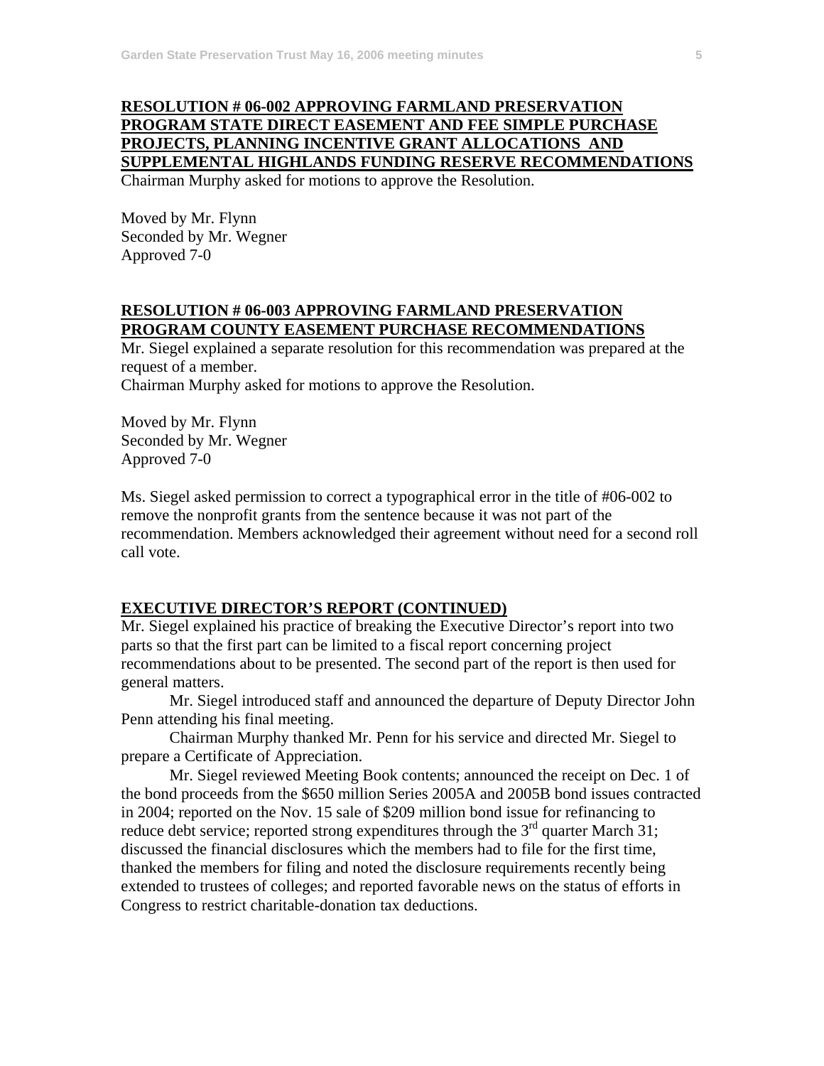**RESOLUTION # 06-002 APPROVING FARMLAND PRESERVATION PROGRAM STATE DIRECT EASEMENT AND FEE SIMPLE PURCHASE PROJECTS, PLANNING INCENTIVE GRANT ALLOCATIONS AND SUPPLEMENTAL HIGHLANDS FUNDING RESERVE RECOMMENDATIONS**

Chairman Murphy asked for motions to approve the Resolution.

Moved by Mr. Flynn
Seconded by Mr. Wegner
Approved 7-0

**RESOLUTION # 06-003 APPROVING FARMLAND PRESERVATION PROGRAM COUNTY EASEMENT PURCHASE RECOMMENDATIONS**

Mr. Siegel explained a separate resolution for this recommendation was prepared at the request of a member.
Chairman Murphy asked for motions to approve the Resolution.

Moved by Mr. Flynn
Seconded by Mr. Wegner
Approved 7-0

Ms. Siegel asked permission to correct a typographical error in the title of #06-002 to remove the nonprofit grants from the sentence because it was not part of the recommendation. Members acknowledged their agreement without need for a second roll call vote.

**EXECUTIVE DIRECTOR'S REPORT (CONTINUED)**

Mr. Siegel explained his practice of breaking the Executive Director's report into two parts so that the first part can be limited to a fiscal report concerning project recommendations about to be presented. The second part of the report is then used for general matters.

Mr. Siegel introduced staff and announced the departure of Deputy Director John Penn attending his final meeting.

Chairman Murphy thanked Mr. Penn for his service and directed Mr. Siegel to prepare a Certificate of Appreciation.

Mr. Siegel reviewed Meeting Book contents; announced the receipt on Dec. 1 of the bond proceeds from the $650 million Series 2005A and 2005B bond issues contracted in 2004; reported on the Nov. 15 sale of $209 million bond issue for refinancing to reduce debt service; reported strong expenditures through the 3rd quarter March 31; discussed the financial disclosures which the members had to file for the first time, thanked the members for filing and noted the disclosure requirements recently being extended to trustees of colleges; and reported favorable news on the status of efforts in Congress to restrict charitable-donation tax deductions.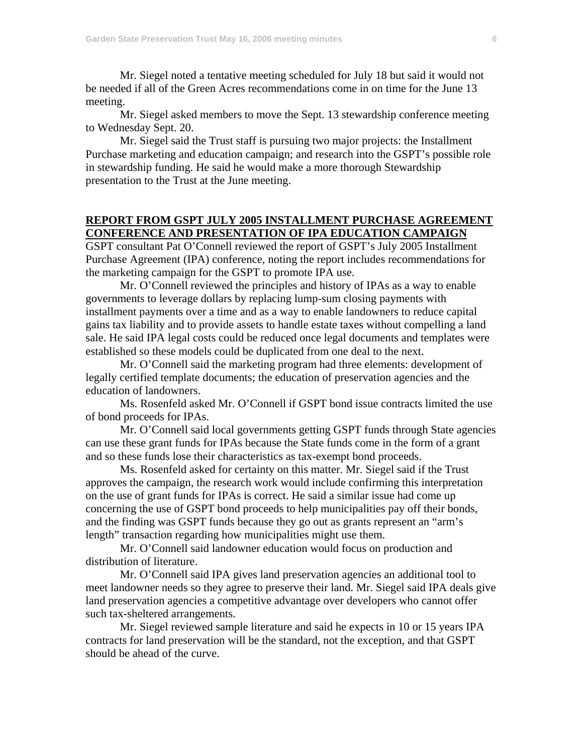Mr. Siegel noted a tentative meeting scheduled for July 18 but said it would not be needed if all of the Green Acres recommendations come in on time for the June 13 meeting.

Mr. Siegel asked members to move the Sept. 13 stewardship conference meeting to Wednesday Sept. 20.

Mr. Siegel said the Trust staff is pursuing two major projects: the Installment Purchase marketing and education campaign; and research into the GSPT's possible role in stewardship funding. He said he would make a more thorough Stewardship presentation to the Trust at the June meeting.

## REPORT FROM GSPT JULY 2005 INSTALLMENT PURCHASE AGREEMENT CONFERENCE AND PRESENTATION OF IPA EDUCATION CAMPAIGN

GSPT consultant Pat O'Connell reviewed the report of GSPT's July 2005 Installment Purchase Agreement (IPA) conference, noting the report includes recommendations for the marketing campaign for the GSPT to promote IPA use.

Mr. O'Connell reviewed the principles and history of IPAs as a way to enable governments to leverage dollars by replacing lump-sum closing payments with installment payments over a time and as a way to enable landowners to reduce capital gains tax liability and to provide assets to handle estate taxes without compelling a land sale. He said IPA legal costs could be reduced once legal documents and templates were established so these models could be duplicated from one deal to the next.

Mr. O'Connell said the marketing program had three elements: development of legally certified template documents; the education of preservation agencies and the education of landowners.

Ms. Rosenfeld asked Mr. O'Connell if GSPT bond issue contracts limited the use of bond proceeds for IPAs.

Mr. O'Connell said local governments getting GSPT funds through State agencies can use these grant funds for IPAs because the State funds come in the form of a grant and so these funds lose their characteristics as tax-exempt bond proceeds.

Ms. Rosenfeld asked for certainty on this matter. Mr. Siegel said if the Trust approves the campaign, the research work would include confirming this interpretation on the use of grant funds for IPAs is correct. He said a similar issue had come up concerning the use of GSPT bond proceeds to help municipalities pay off their bonds, and the finding was GSPT funds because they go out as grants represent an "arm's length" transaction regarding how municipalities might use them.

Mr. O'Connell said landowner education would focus on production and distribution of literature.

Mr. O'Connell said IPA gives land preservation agencies an additional tool to meet landowner needs so they agree to preserve their land. Mr. Siegel said IPA deals give land preservation agencies a competitive advantage over developers who cannot offer such tax-sheltered arrangements.

Mr. Siegel reviewed sample literature and said he expects in 10 or 15 years IPA contracts for land preservation will be the standard, not the exception, and that GSPT should be ahead of the curve.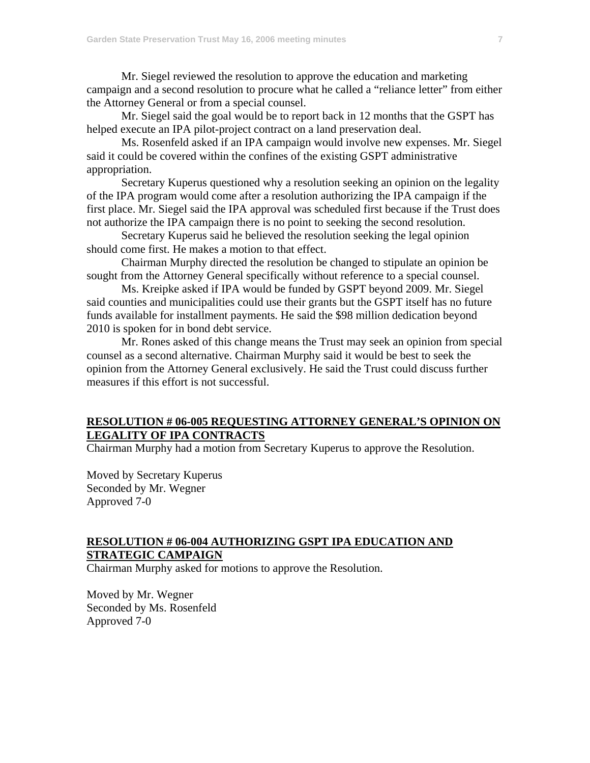Mr. Siegel reviewed the resolution to approve the education and marketing campaign and a second resolution to procure what he called a "reliance letter" from either the Attorney General or from a special counsel.

Mr. Siegel said the goal would be to report back in 12 months that the GSPT has helped execute an IPA pilot-project contract on a land preservation deal.

Ms. Rosenfeld asked if an IPA campaign would involve new expenses. Mr. Siegel said it could be covered within the confines of the existing GSPT administrative appropriation.

Secretary Kuperus questioned why a resolution seeking an opinion on the legality of the IPA program would come after a resolution authorizing the IPA campaign if the first place. Mr. Siegel said the IPA approval was scheduled first because if the Trust does not authorize the IPA campaign there is no point to seeking the second resolution.

Secretary Kuperus said he believed the resolution seeking the legal opinion should come first. He makes a motion to that effect.

Chairman Murphy directed the resolution be changed to stipulate an opinion be sought from the Attorney General specifically without reference to a special counsel.

Ms. Kreipke asked if IPA would be funded by GSPT beyond 2009. Mr. Siegel said counties and municipalities could use their grants but the GSPT itself has no future funds available for installment payments. He said the $98 million dedication beyond 2010 is spoken for in bond debt service.

Mr. Rones asked of this change means the Trust may seek an opinion from special counsel as a second alternative. Chairman Murphy said it would be best to seek the opinion from the Attorney General exclusively. He said the Trust could discuss further measures if this effort is not successful.

**RESOLUTION # 06-005 REQUESTING ATTORNEY GENERAL'S OPINION ON LEGALITY OF IPA CONTRACTS**

Chairman Murphy had a motion from Secretary Kuperus to approve the Resolution.

Moved by Secretary Kuperus
Seconded by Mr. Wegner
Approved 7-0

**RESOLUTION # 06-004 AUTHORIZING GSPT IPA EDUCATION AND STRATEGIC CAMPAIGN**

Chairman Murphy asked for motions to approve the Resolution.

Moved by Mr. Wegner
Seconded by Ms. Rosenfeld
Approved 7-0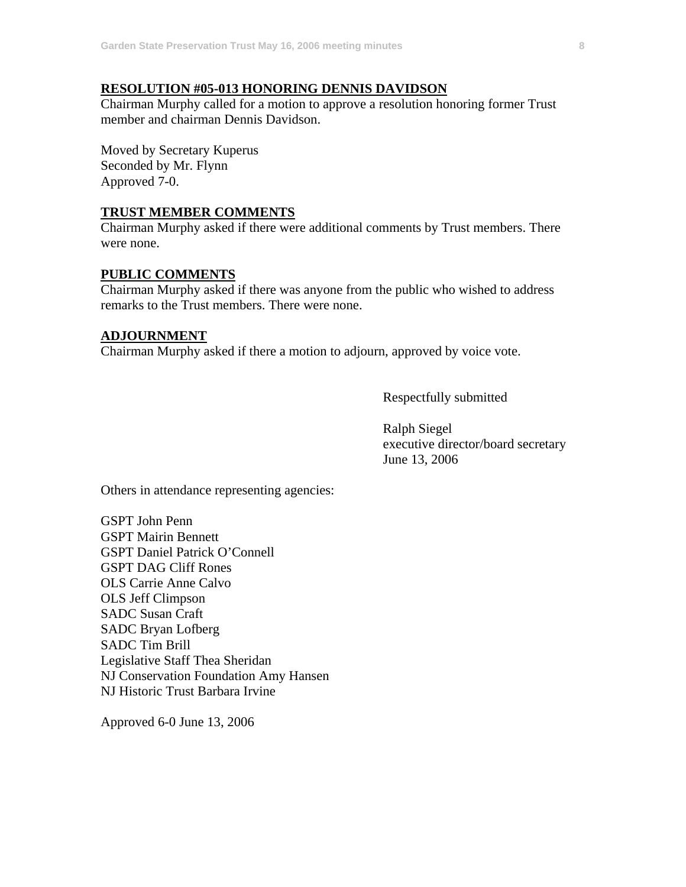**RESOLUTION #05-013 HONORING DENNIS DAVIDSON**

Chairman Murphy called for a motion to approve a resolution honoring former Trust member and chairman Dennis Davidson.

Moved by Secretary Kuperus
Seconded by Mr. Flynn
Approved 7-0.

**TRUST MEMBER COMMENTS**

Chairman Murphy asked if there were additional comments by Trust members. There were none.

**PUBLIC COMMENTS**

Chairman Murphy asked if there was anyone from the public who wished to address remarks to the Trust members. There were none.

**ADJOURNMENT**

Chairman Murphy asked if there a motion to adjourn, approved by voice vote.

Respectfully submitted

Ralph Siegel
executive director/board secretary
June 13, 2006

Others in attendance representing agencies:

GSPT John Penn
GSPT Mairin Bennett
GSPT Daniel Patrick O'Connell
GSPT DAG Cliff Rones
OLS Carrie Anne Calvo
OLS Jeff Climpson
SADC Susan Craft
SADC Bryan Lofberg
SADC Tim Brill
Legislative Staff Thea Sheridan
NJ Conservation Foundation Amy Hansen
NJ Historic Trust Barbara Irvine

Approved 6-0 June 13, 2006